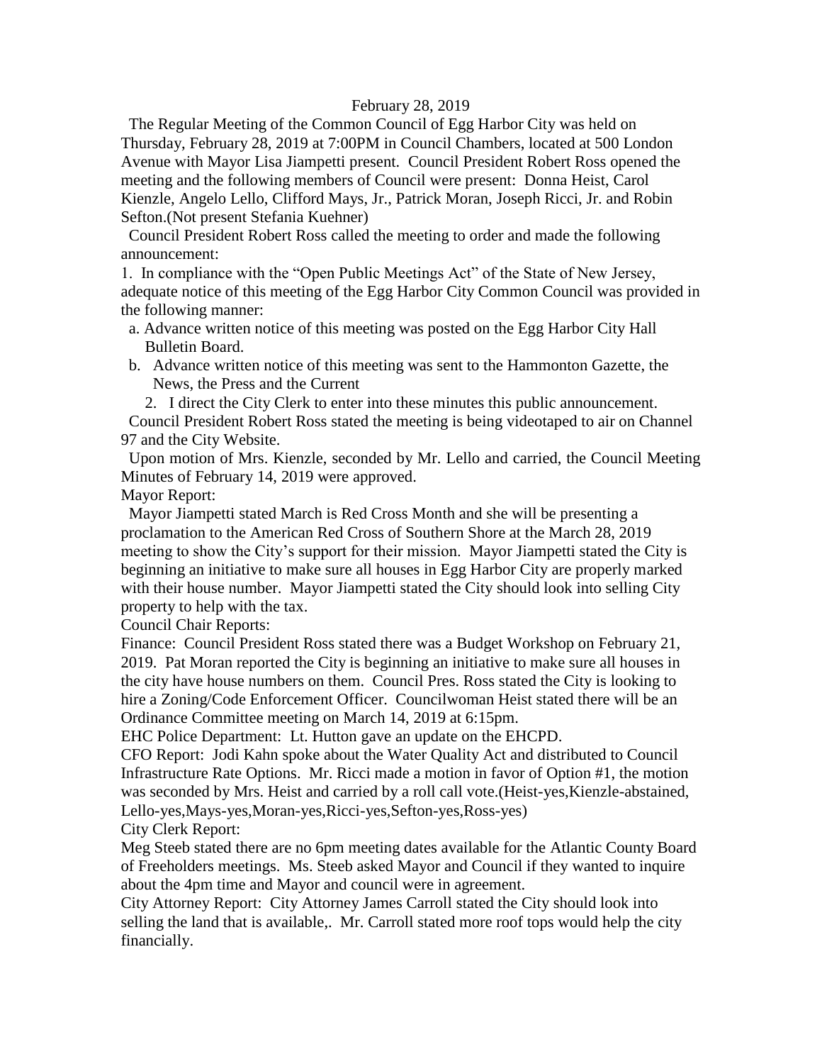February 28, 2019

The Regular Meeting of the Common Council of Egg Harbor City was held on Thursday, February 28, 2019 at 7:00PM in Council Chambers, located at 500 London Avenue with Mayor Lisa Jiampetti present. Council President Robert Ross opened the meeting and the following members of Council were present: Donna Heist, Carol Kienzle, Angelo Lello, Clifford Mays, Jr., Patrick Moran, Joseph Ricci, Jr. and Robin Sefton.(Not present Stefania Kuehner)

Council President Robert Ross called the meeting to order and made the following announcement:

1. In compliance with the "Open Public Meetings Act" of the State of New Jersey, adequate notice of this meeting of the Egg Harbor City Common Council was provided in the following manner:
   a. Advance written notice of this meeting was posted on the Egg Harbor City Hall Bulletin Board.
   b. Advance written notice of this meeting was sent to the Hammonton Gazette, the News, the Press and the Current
2. I direct the City Clerk to enter into these minutes this public announcement.

Council President Robert Ross stated the meeting is being videotaped to air on Channel 97 and the City Website.

Upon motion of Mrs. Kienzle, seconded by Mr. Lello and carried, the Council Meeting Minutes of February 14, 2019 were approved.

Mayor Report:

Mayor Jiampetti stated March is Red Cross Month and she will be presenting a proclamation to the American Red Cross of Southern Shore at the March 28, 2019 meeting to show the City's support for their mission. Mayor Jiampetti stated the City is beginning an initiative to make sure all houses in Egg Harbor City are properly marked with their house number. Mayor Jiampetti stated the City should look into selling City property to help with the tax.

Council Chair Reports:

Finance: Council President Ross stated there was a Budget Workshop on February 21, 2019. Pat Moran reported the City is beginning an initiative to make sure all houses in the city have house numbers on them. Council Pres. Ross stated the City is looking to hire a Zoning/Code Enforcement Officer. Councilwoman Heist stated there will be an Ordinance Committee meeting on March 14, 2019 at 6:15pm.

EHC Police Department: Lt. Hutton gave an update on the EHCPD.

CFO Report: Jodi Kahn spoke about the Water Quality Act and distributed to Council Infrastructure Rate Options. Mr. Ricci made a motion in favor of Option #1, the motion was seconded by Mrs. Heist and carried by a roll call vote.(Heist-yes,Kienzle-abstained, Lello-yes,Mays-yes,Moran-yes,Ricci-yes,Sefton-yes,Ross-yes)

City Clerk Report:

Meg Steeb stated there are no 6pm meeting dates available for the Atlantic County Board of Freeholders meetings. Ms. Steeb asked Mayor and Council if they wanted to inquire about the 4pm time and Mayor and council were in agreement.

City Attorney Report: City Attorney James Carroll stated the City should look into selling the land that is available,. Mr. Carroll stated more roof tops would help the city financially.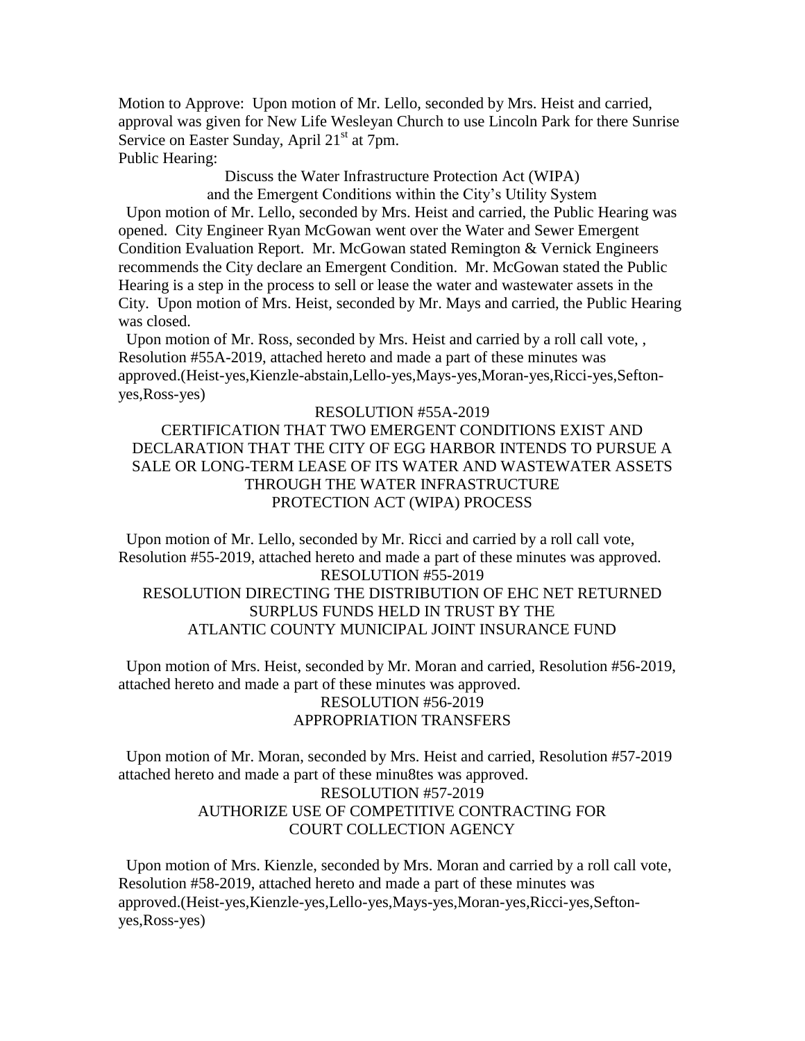Motion to Approve: Upon motion of Mr. Lello, seconded by Mrs. Heist and carried, approval was given for New Life Wesleyan Church to use Lincoln Park for there Sunrise Service on Easter Sunday, April 21st at 7pm.

Public Hearing:

Discuss the Water Infrastructure Protection Act (WIPA)
and the Emergent Conditions within the City's Utility System

Upon motion of Mr. Lello, seconded by Mrs. Heist and carried, the Public Hearing was opened. City Engineer Ryan McGowan went over the Water and Sewer Emergent Condition Evaluation Report. Mr. McGowan stated Remington & Vernick Engineers recommends the City declare an Emergent Condition. Mr. McGowan stated the Public Hearing is a step in the process to sell or lease the water and wastewater assets in the City. Upon motion of Mrs. Heist, seconded by Mr. Mays and carried, the Public Hearing was closed.

Upon motion of Mr. Ross, seconded by Mrs. Heist and carried by a roll call vote, , Resolution #55A-2019, attached hereto and made a part of these minutes was approved.(Heist-yes,Kienzle-abstain,Lello-yes,Mays-yes,Moran-yes,Ricci-yes,Sefton-yes,Ross-yes)

RESOLUTION #55A-2019
CERTIFICATION THAT TWO EMERGENT CONDITIONS EXIST AND DECLARATION THAT THE CITY OF EGG HARBOR INTENDS TO PURSUE A SALE OR LONG-TERM LEASE OF ITS WATER AND WASTEWATER ASSETS THROUGH THE WATER INFRASTRUCTURE PROTECTION ACT (WIPA) PROCESS

Upon motion of Mr. Lello, seconded by Mr. Ricci and carried by a roll call vote, Resolution #55-2019, attached hereto and made a part of these minutes was approved.

RESOLUTION #55-2019
RESOLUTION DIRECTING THE DISTRIBUTION OF EHC NET RETURNED SURPLUS FUNDS HELD IN TRUST BY THE ATLANTIC COUNTY MUNICIPAL JOINT INSURANCE FUND

Upon motion of Mrs. Heist, seconded by Mr. Moran and carried, Resolution #56-2019, attached hereto and made a part of these minutes was approved.

RESOLUTION #56-2019
APPROPRIATION TRANSFERS

Upon motion of Mr. Moran, seconded by Mrs. Heist and carried, Resolution #57-2019 attached hereto and made a part of these minu8tes was approved.

RESOLUTION #57-2019
AUTHORIZE USE OF COMPETITIVE CONTRACTING FOR COURT COLLECTION AGENCY

Upon motion of Mrs. Kienzle, seconded by Mrs. Moran and carried by a roll call vote, Resolution #58-2019, attached hereto and made a part of these minutes was approved.(Heist-yes,Kienzle-yes,Lello-yes,Mays-yes,Moran-yes,Ricci-yes,Sefton-yes,Ross-yes)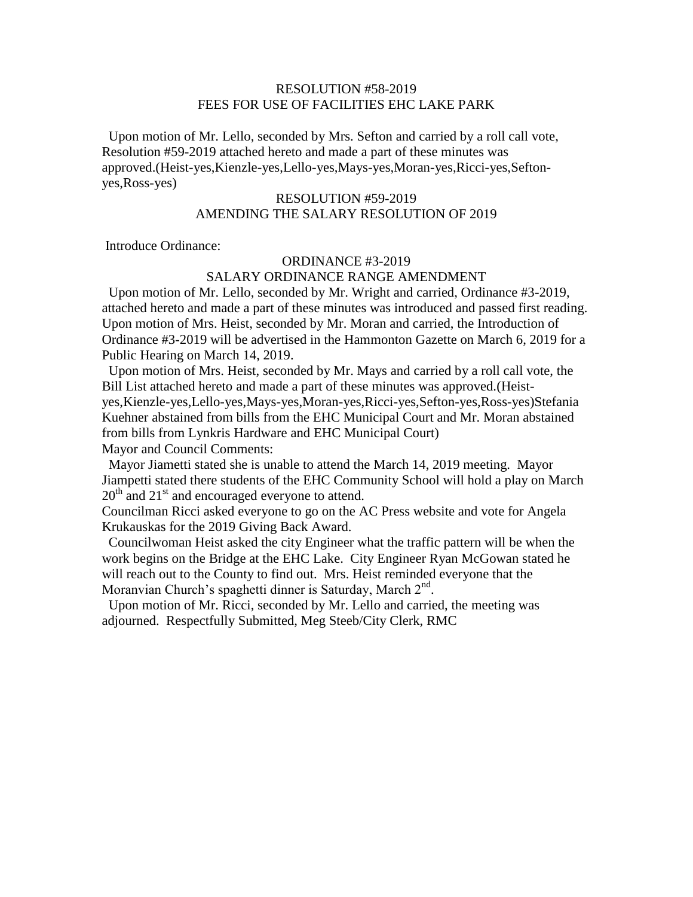RESOLUTION #58-2019
FEES FOR USE OF FACILITIES EHC LAKE PARK

Upon motion of Mr. Lello, seconded by Mrs. Sefton and carried by a roll call vote, Resolution #59-2019 attached hereto and made a part of these minutes was approved.(Heist-yes,Kienzle-yes,Lello-yes,Mays-yes,Moran-yes,Ricci-yes,Sefton-yes,Ross-yes)

RESOLUTION #59-2019
AMENDING THE SALARY RESOLUTION OF 2019

Introduce Ordinance:

ORDINANCE #3-2019
SALARY ORDINANCE RANGE AMENDMENT

Upon motion of Mr. Lello, seconded by Mr. Wright and carried, Ordinance #3-2019, attached hereto and made a part of these minutes was introduced and passed first reading. Upon motion of Mrs. Heist, seconded by Mr. Moran and carried, the Introduction of Ordinance #3-2019 will be advertised in the Hammonton Gazette on March 6, 2019 for a Public Hearing on March 14, 2019.

Upon motion of Mrs. Heist, seconded by Mr. Mays and carried by a roll call vote, the Bill List attached hereto and made a part of these minutes was approved.(Heist-yes,Kienzle-yes,Lello-yes,Mays-yes,Moran-yes,Ricci-yes,Sefton-yes,Ross-yes)Stefania Kuehner abstained from bills from the EHC Municipal Court and Mr. Moran abstained from bills from Lynkris Hardware and EHC Municipal Court)

Mayor and Council Comments:

Mayor Jiametti stated she is unable to attend the March 14, 2019 meeting. Mayor Jiampetti stated there students of the EHC Community School will hold a play on March 20th and 21st and encouraged everyone to attend.

Councilman Ricci asked everyone to go on the AC Press website and vote for Angela Krukauskas for the 2019 Giving Back Award.

Councilwoman Heist asked the city Engineer what the traffic pattern will be when the work begins on the Bridge at the EHC Lake. City Engineer Ryan McGowan stated he will reach out to the County to find out. Mrs. Heist reminded everyone that the Moranvian Church's spaghetti dinner is Saturday, March 2nd.

Upon motion of Mr. Ricci, seconded by Mr. Lello and carried, the meeting was adjourned. Respectfully Submitted, Meg Steeb/City Clerk, RMC